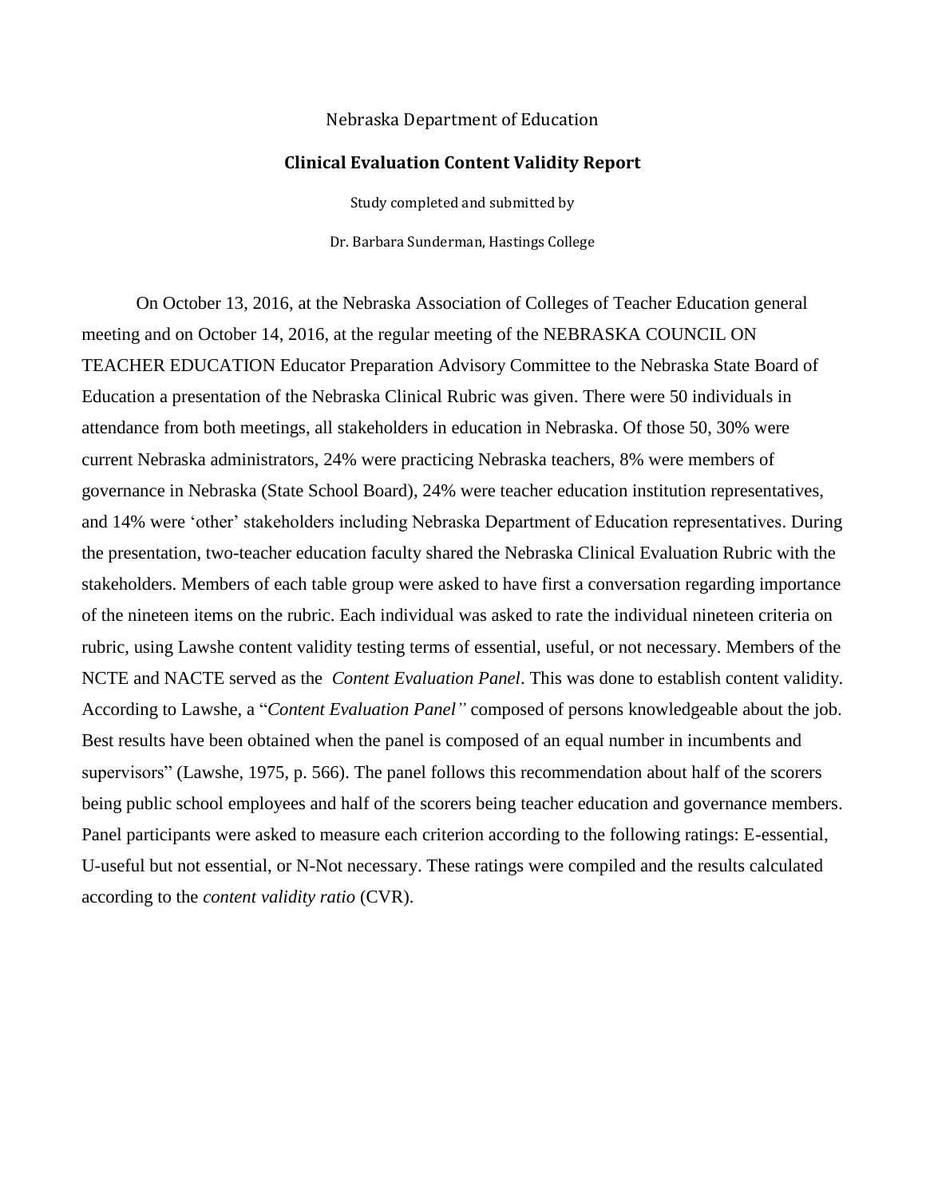Nebraska Department of Education

# Clinical Evaluation Content Validity Report

Study completed and submitted by

Dr. Barbara Sunderman, Hastings College

On October 13, 2016, at the Nebraska Association of Colleges of Teacher Education general meeting and on October 14, 2016, at the regular meeting of the NEBRASKA COUNCIL ON TEACHER EDUCATION Educator Preparation Advisory Committee to the Nebraska State Board of Education a presentation of the Nebraska Clinical Rubric was given. There were 50 individuals in attendance from both meetings, all stakeholders in education in Nebraska. Of those 50, 30% were current Nebraska administrators, 24% were practicing Nebraska teachers, 8% were members of governance in Nebraska (State School Board), 24% were teacher education institution representatives, and 14% were 'other' stakeholders including Nebraska Department of Education representatives. During the presentation, two-teacher education faculty shared the Nebraska Clinical Evaluation Rubric with the stakeholders. Members of each table group were asked to have first a conversation regarding importance of the nineteen items on the rubric. Each individual was asked to rate the individual nineteen criteria on rubric, using Lawshe content validity testing terms of essential, useful, or not necessary. Members of the NCTE and NACTE served as the *Content Evaluation Panel*. This was done to establish content validity. According to Lawshe, a "*Content Evaluation Panel"* composed of persons knowledgeable about the job. Best results have been obtained when the panel is composed of an equal number in incumbents and supervisors" (Lawshe, 1975, p. 566). The panel follows this recommendation about half of the scorers being public school employees and half of the scorers being teacher education and governance members. Panel participants were asked to measure each criterion according to the following ratings: E-essential, U-useful but not essential, or N-Not necessary. These ratings were compiled and the results calculated according to the *content validity ratio* (CVR).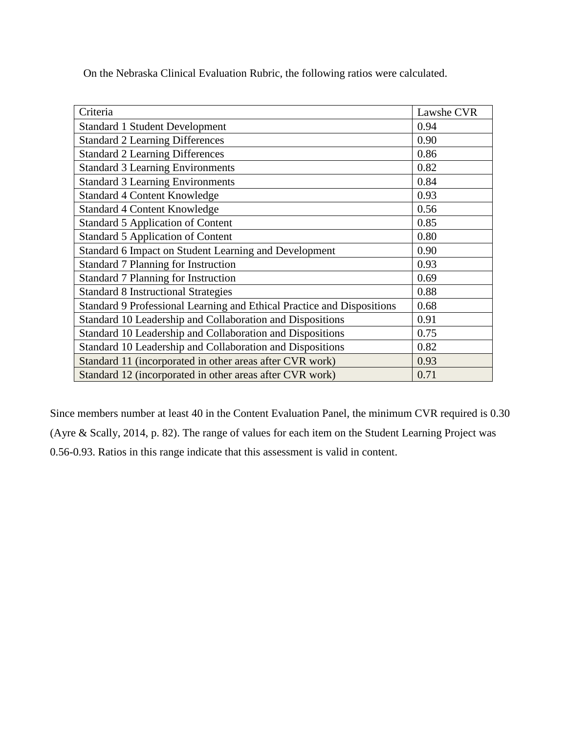On the Nebraska Clinical Evaluation Rubric, the following ratios were calculated.

| Criteria | Lawshe CVR |
|---|---|
| Standard 1 Student Development | 0.94 |
| Standard 2 Learning Differences | 0.90 |
| Standard 2 Learning Differences | 0.86 |
| Standard 3 Learning Environments | 0.82 |
| Standard 3 Learning Environments | 0.84 |
| Standard 4 Content Knowledge | 0.93 |
| Standard 4 Content Knowledge | 0.56 |
| Standard 5 Application of Content | 0.85 |
| Standard 5 Application of Content | 0.80 |
| Standard 6 Impact on Student Learning and Development | 0.90 |
| Standard 7 Planning for Instruction | 0.93 |
| Standard 7 Planning for Instruction | 0.69 |
| Standard 8 Instructional Strategies | 0.88 |
| Standard 9 Professional Learning and Ethical Practice and Dispositions | 0.68 |
| Standard 10 Leadership and Collaboration and Dispositions | 0.91 |
| Standard 10 Leadership and Collaboration and Dispositions | 0.75 |
| Standard 10 Leadership and Collaboration and Dispositions | 0.82 |
| Standard 11 (incorporated in other areas after CVR work) | 0.93 |
| Standard 12 (incorporated in other areas after CVR work) | 0.71 |

Since members number at least 40 in the Content Evaluation Panel, the minimum CVR required is 0.30 (Ayre & Scally, 2014, p. 82). The range of values for each item on the Student Learning Project was 0.56-0.93. Ratios in this range indicate that this assessment is valid in content.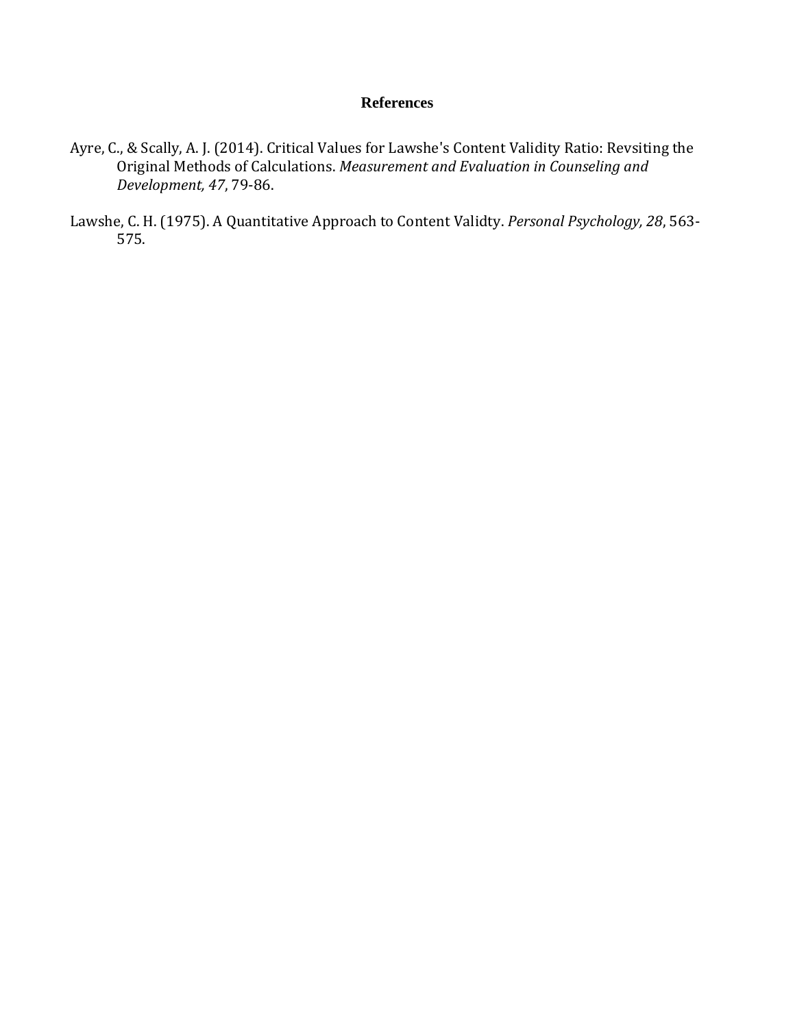# References

Ayre, C., & Scally, A. J. (2014). Critical Values for Lawshe's Content Validity Ratio: Revsiting the Original Methods of Calculations. *Measurement and Evaluation in Counseling and Development, 47*, 79-86.

Lawshe, C. H. (1975). A Quantitative Approach to Content Validty. *Personal Psychology, 28*, 563-575.